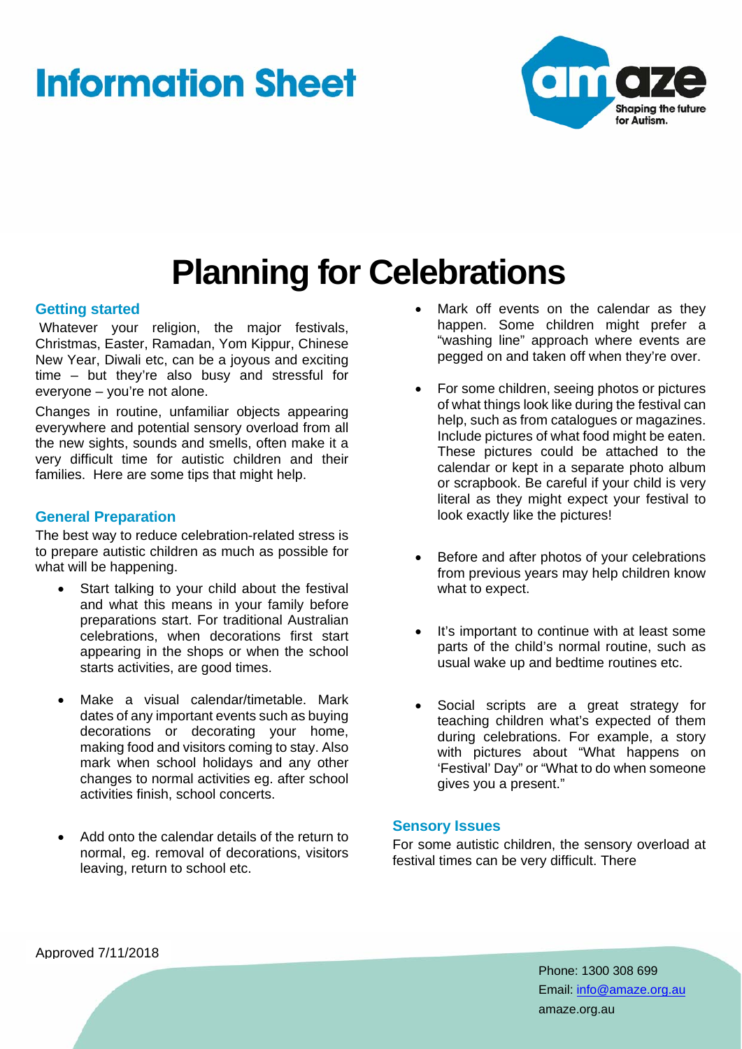# Information Sheet

# Planning for Celebrations

## Getting started

Whatever your religion, the major festivals, Christmas, Easter, Ramadan, Yom Kippur, Chinese New Year, Diwali etc, can be a joyous and exciting time – but they're also busy and stressful for everyone – you're not alone.

Changes in routine, unfamiliar objects appearing everywhere and potential sensory overload from all the new sights, sounds and smells, often make it a very difficult time for autistic children and their families. Here are some tips that might help.

## General Preparation

The best way to reduce celebration-related stress is to prepare autistic children as much as possible for what will be happening.

- Start talking to your child about the festival and what this means in your family before preparations start. For traditional Australian celebrations, when decorations first start appearing in the shops or when the school starts activities, are good times.
- Make a visual calendar/timetable. Mark dates of any important events such as buying decorations or decorating your home, making food and visitors coming to stay. Also mark when school holidays and any other changes to normal activities eg. after school activities finish, school concerts.
- Add onto the calendar details of the return to normal, eg. removal of decorations, visitors leaving, return to school etc.
- Mark off events on the calendar as they happen. Some children might prefer a "washing line" approach where events are pegged on and taken off when they're over.
- For some children, seeing photos or pictures of what things look like during the festival can help, such as from catalogues or magazines. Include pictures of what food might be eaten. These pictures could be attached to the calendar or kept in a separate photo album or scrapbook. Be careful if your child is very literal as they might expect your festival to look exactly like the pictures!
- Before and after photos of your celebrations from previous years may help children know what to expect.
- It's important to continue with at least some parts of the child's normal routine, such as usual wake up and bedtime routines etc.
- Social scripts are a great strategy for teaching children what's expected of them during celebrations. For example, a story with pictures about "What happens on 'Festival' Day" or "What to do when someone gives you a present."

## Sensory Issues

For some autistic children, the sensory overload at festival times can be very difficult. There

Approved 7/11/2018

Phone: 1300 308 699
Email: info@amaze.org.au
amaze.org.au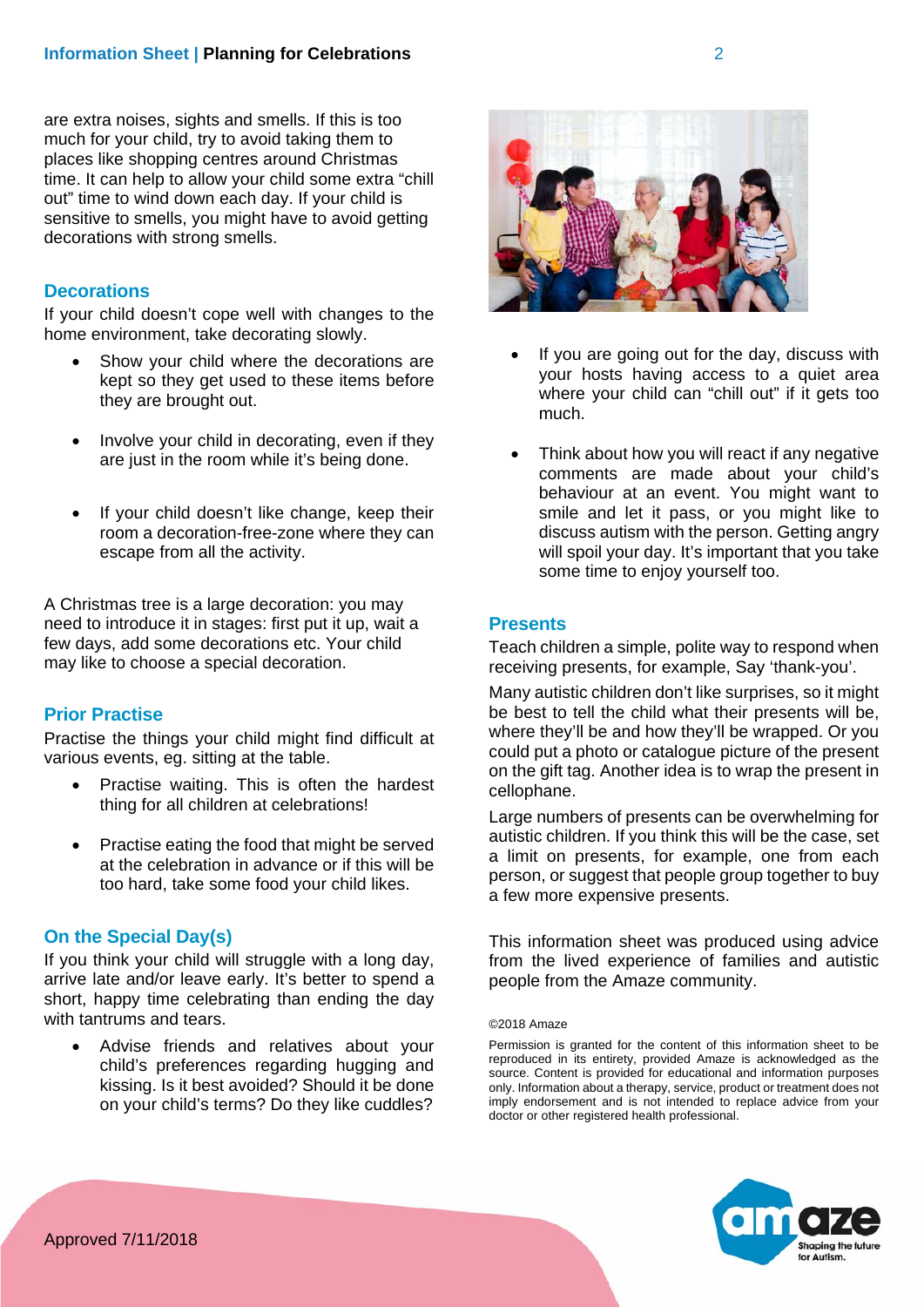are extra noises, sights and smells. If this is too much for your child, try to avoid taking them to places like shopping centres around Christmas time. It can help to allow your child some extra "chill out" time to wind down each day. If your child is sensitive to smells, you might have to avoid getting decorations with strong smells.

## Decorations

If your child doesn't cope well with changes to the home environment, take decorating slowly.

- Show your child where the decorations are kept so they get used to these items before they are brought out.
- Involve your child in decorating, even if they are just in the room while it's being done.
- If your child doesn't like change, keep their room a decoration-free-zone where they can escape from all the activity.

A Christmas tree is a large decoration: you may need to introduce it in stages: first put it up, wait a few days, add some decorations etc. Your child may like to choose a special decoration.

## Prior Practise

Practise the things your child might find difficult at various events, eg. sitting at the table.

- Practise waiting. This is often the hardest thing for all children at celebrations!
- Practise eating the food that might be served at the celebration in advance or if this will be too hard, take some food your child likes.

## On the Special Day(s)

If you think your child will struggle with a long day, arrive late and/or leave early. It's better to spend a short, happy time celebrating than ending the day with tantrums and tears.

- Advise friends and relatives about your child's preferences regarding hugging and kissing. Is it best avoided? Should it be done on your child's terms? Do they like cuddles?
- If you are going out for the day, discuss with your hosts having access to a quiet area where your child can "chill out" if it gets too much.
- Think about how you will react if any negative comments are made about your child's behaviour at an event. You might want to smile and let it pass, or you might like to discuss autism with the person. Getting angry will spoil your day. It's important that you take some time to enjoy yourself too.

## Presents

Teach children a simple, polite way to respond when receiving presents, for example, Say 'thank-you'.

Many autistic children don't like surprises, so it might be best to tell the child what their presents will be, where they'll be and how they'll be wrapped. Or you could put a photo or catalogue picture of the present on the gift tag. Another idea is to wrap the present in cellophane.

Large numbers of presents can be overwhelming for autistic children. If you think this will be the case, set a limit on presents, for example, one from each person, or suggest that people group together to buy a few more expensive presents.

This information sheet was produced using advice from the lived experience of families and autistic people from the Amaze community.

©2018 Amaze

Permission is granted for the content of this information sheet to be reproduced in its entirety, provided Amaze is acknowledged as the source. Content is provided for educational and information purposes only. Information about a therapy, service, product or treatment does not imply endorsement and is not intended to replace advice from your doctor or other registered health professional.

Approved 7/11/2018